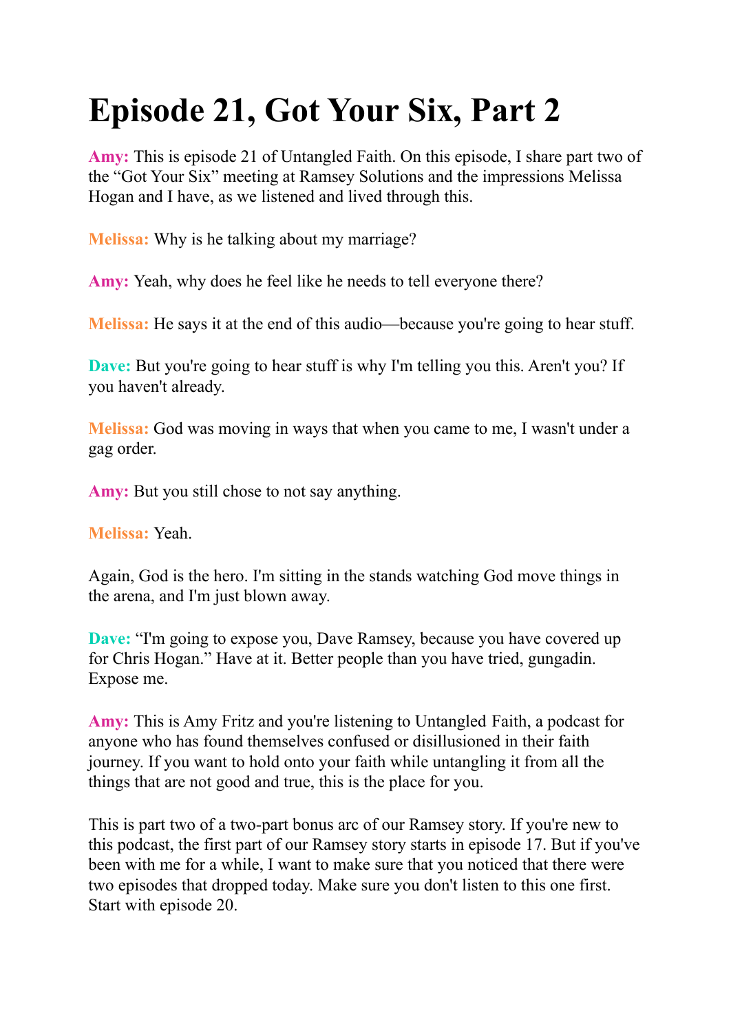# Episode 21, Got Your Six, Part 2

**Amy:** This is episode 21 of Untangled Faith. On this episode, I share part two of the “Got Your Six” meeting at Ramsey Solutions and the impressions Melissa Hogan and I have, as we listened and lived through this.

**Melissa:** Why is he talking about my marriage?

**Amy:** Yeah, why does he feel like he needs to tell everyone there?

**Melissa:** He says it at the end of this audio—because you're going to hear stuff.

**Dave:** But you're going to hear stuff is why I'm telling you this. Aren't you? If you haven't already.

**Melissa:** God was moving in ways that when you came to me, I wasn't under a gag order.

**Amy:** But you still chose to not say anything.

**Melissa:** Yeah.

Again, God is the hero. I'm sitting in the stands watching God move things in the arena, and I'm just blown away.

**Dave:** “I'm going to expose you, Dave Ramsey, because you have covered up for Chris Hogan.” Have at it. Better people than you have tried, gungadin. Expose me.

**Amy:** This is Amy Fritz and you're listening to Untangled Faith, a podcast for anyone who has found themselves confused or disillusioned in their faith journey. If you want to hold onto your faith while untangling it from all the things that are not good and true, this is the place for you.

This is part two of a two-part bonus arc of our Ramsey story. If you're new to this podcast, the first part of our Ramsey story starts in episode 17. But if you've been with me for a while, I want to make sure that you noticed that there were two episodes that dropped today. Make sure you don't listen to this one first. Start with episode 20.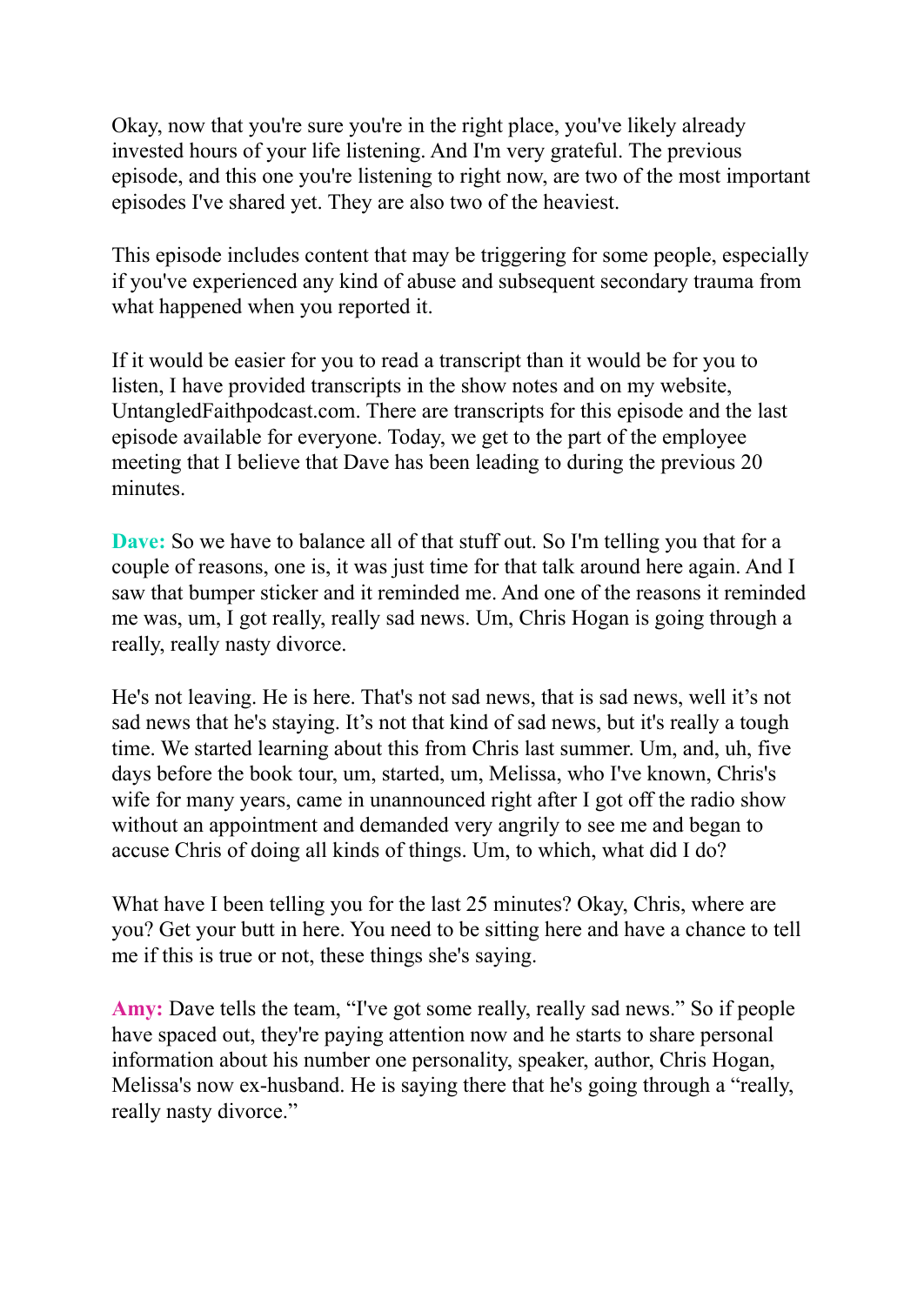Okay, now that you're sure you're in the right place, you've likely already invested hours of your life listening. And I'm very grateful. The previous episode, and this one you're listening to right now, are two of the most important episodes I've shared yet. They are also two of the heaviest.

This episode includes content that may be triggering for some people, especially if you've experienced any kind of abuse and subsequent secondary trauma from what happened when you reported it.

If it would be easier for you to read a transcript than it would be for you to listen, I have provided transcripts in the show notes and on my website, UntangledFaithpodcast.com. There are transcripts for this episode and the last episode available for everyone. Today, we get to the part of the employee meeting that I believe that Dave has been leading to during the previous 20 minutes.

**Dave:** So we have to balance all of that stuff out. So I'm telling you that for a couple of reasons, one is, it was just time for that talk around here again. And I saw that bumper sticker and it reminded me. And one of the reasons it reminded me was, um, I got really, really sad news. Um, Chris Hogan is going through a really, really nasty divorce.

He's not leaving. He is here. That's not sad news, that is sad news, well it's not sad news that he's staying. It's not that kind of sad news, but it's really a tough time. We started learning about this from Chris last summer. Um, and, uh, five days before the book tour, um, started, um, Melissa, who I've known, Chris's wife for many years, came in unannounced right after I got off the radio show without an appointment and demanded very angrily to see me and began to accuse Chris of doing all kinds of things. Um, to which, what did I do?

What have I been telling you for the last 25 minutes? Okay, Chris, where are you? Get your butt in here. You need to be sitting here and have a chance to tell me if this is true or not, these things she's saying.

**Amy:** Dave tells the team, "I've got some really, really sad news." So if people have spaced out, they're paying attention now and he starts to share personal information about his number one personality, speaker, author, Chris Hogan, Melissa's now ex-husband. He is saying there that he's going through a "really, really nasty divorce."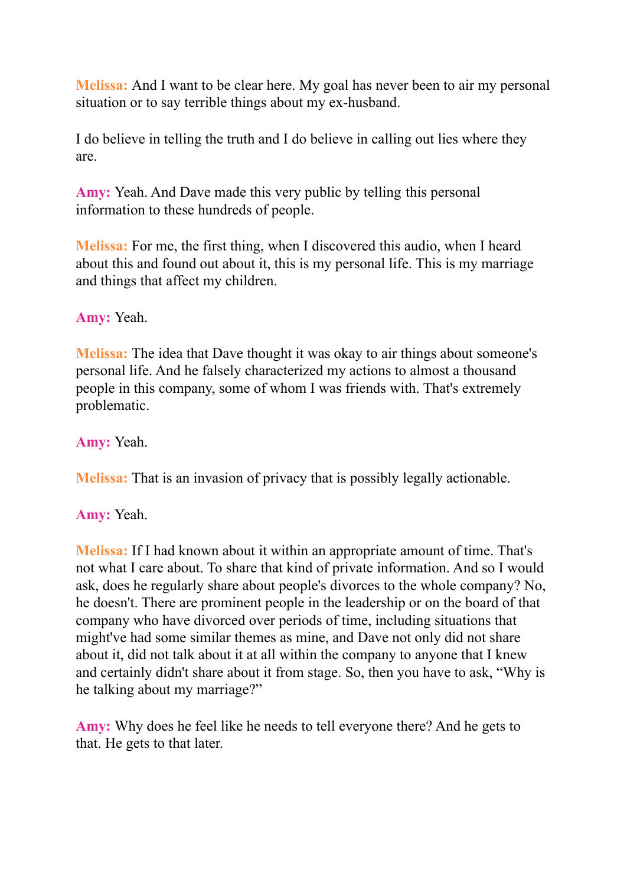**Melissa:** And I want to be clear here. My goal has never been to air my personal situation or to say terrible things about my ex-husband.

I do believe in telling the truth and I do believe in calling out lies where they are.

**Amy:** Yeah. And Dave made this very public by telling this personal information to these hundreds of people.

**Melissa:** For me, the first thing, when I discovered this audio, when I heard about this and found out about it, this is my personal life. This is my marriage and things that affect my children.

**Amy:** Yeah.

**Melissa:** The idea that Dave thought it was okay to air things about someone's personal life. And he falsely characterized my actions to almost a thousand people in this company, some of whom I was friends with. That's extremely problematic.

**Amy:** Yeah.

**Melissa:** That is an invasion of privacy that is possibly legally actionable.

**Amy:** Yeah.

**Melissa:** If I had known about it within an appropriate amount of time. That's not what I care about. To share that kind of private information. And so I would ask, does he regularly share about people's divorces to the whole company? No, he doesn't. There are prominent people in the leadership or on the board of that company who have divorced over periods of time, including situations that might've had some similar themes as mine, and Dave not only did not share about it, did not talk about it at all within the company to anyone that I knew and certainly didn't share about it from stage. So, then you have to ask, "Why is he talking about my marriage?"

**Amy:** Why does he feel like he needs to tell everyone there? And he gets to that. He gets to that later.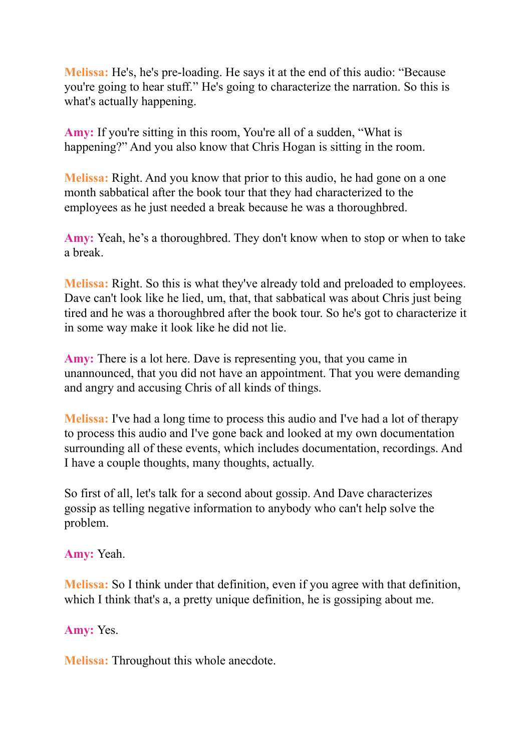**Melissa:** He's, he's pre-loading. He says it at the end of this audio: "Because you're going to hear stuff." He's going to characterize the narration. So this is what's actually happening.

**Amy:** If you're sitting in this room, You're all of a sudden, "What is happening?" And you also know that Chris Hogan is sitting in the room.

**Melissa:** Right. And you know that prior to this audio, he had gone on a one month sabbatical after the book tour that they had characterized to the employees as he just needed a break because he was a thoroughbred.

**Amy:** Yeah, he's a thoroughbred. They don't know when to stop or when to take a break.

**Melissa:** Right. So this is what they've already told and preloaded to employees. Dave can't look like he lied, um, that, that sabbatical was about Chris just being tired and he was a thoroughbred after the book tour. So he's got to characterize it in some way make it look like he did not lie.

**Amy:** There is a lot here. Dave is representing you, that you came in unannounced, that you did not have an appointment. That you were demanding and angry and accusing Chris of all kinds of things.

**Melissa:** I've had a long time to process this audio and I've had a lot of therapy to process this audio and I've gone back and looked at my own documentation surrounding all of these events, which includes documentation, recordings. And I have a couple thoughts, many thoughts, actually.

So first of all, let's talk for a second about gossip. And Dave characterizes gossip as telling negative information to anybody who can't help solve the problem.

**Amy:** Yeah.

**Melissa:** So I think under that definition, even if you agree with that definition, which I think that's a, a pretty unique definition, he is gossiping about me.

**Amy:** Yes.

**Melissa:** Throughout this whole anecdote.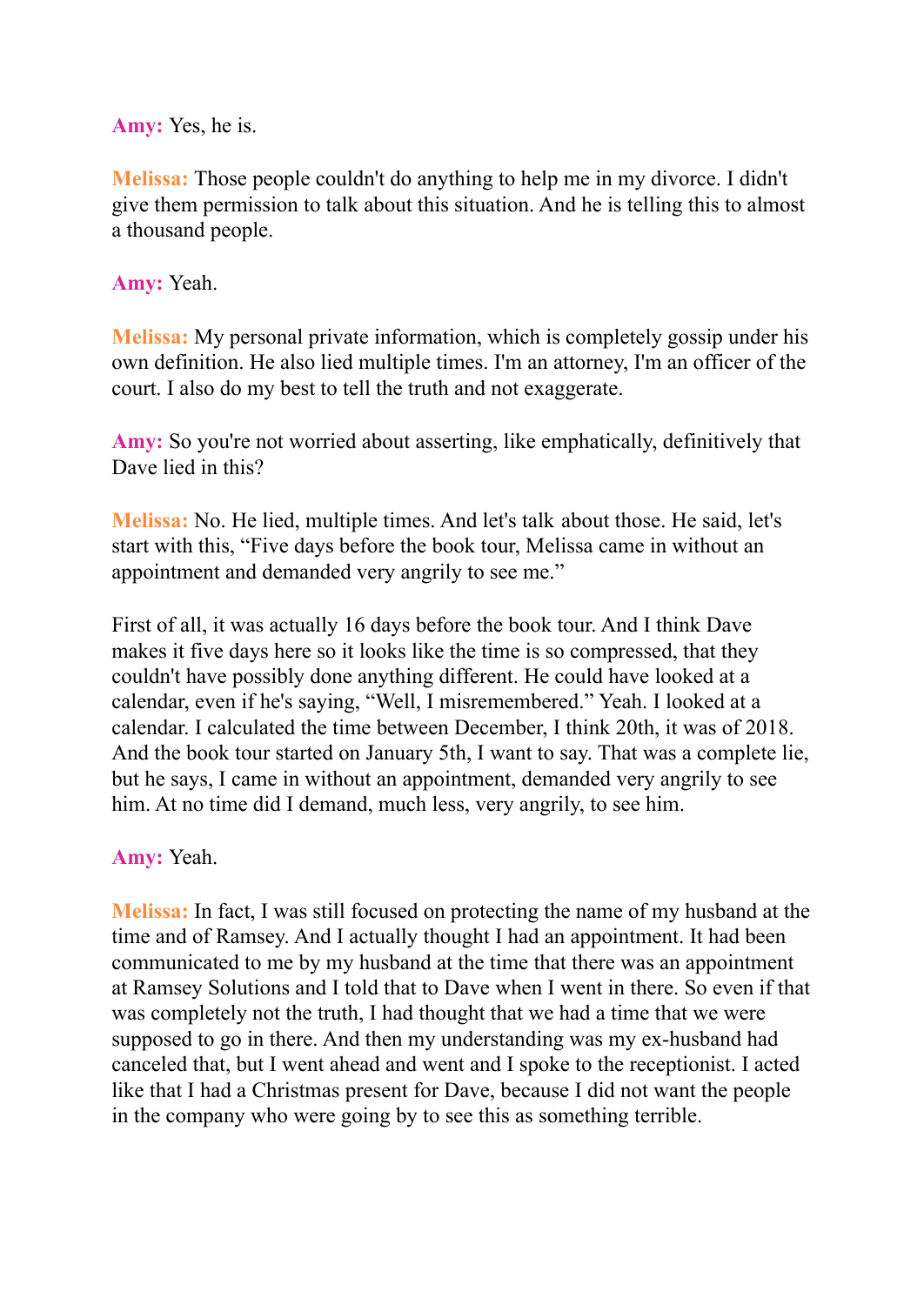**Amy:** Yes, he is.

**Melissa:** Those people couldn't do anything to help me in my divorce. I didn't give them permission to talk about this situation. And he is telling this to almost a thousand people.

**Amy:** Yeah.

**Melissa:** My personal private information, which is completely gossip under his own definition. He also lied multiple times. I'm an attorney, I'm an officer of the court. I also do my best to tell the truth and not exaggerate.

**Amy:** So you're not worried about asserting, like emphatically, definitively that Dave lied in this?

**Melissa:** No. He lied, multiple times. And let's talk about those. He said, let's start with this, "Five days before the book tour, Melissa came in without an appointment and demanded very angrily to see me."

First of all, it was actually 16 days before the book tour. And I think Dave makes it five days here so it looks like the time is so compressed, that they couldn't have possibly done anything different. He could have looked at a calendar, even if he's saying, "Well, I misremembered." Yeah. I looked at a calendar. I calculated the time between December, I think 20th, it was of 2018. And the book tour started on January 5th, I want to say. That was a complete lie, but he says, I came in without an appointment, demanded very angrily to see him. At no time did I demand, much less, very angrily, to see him.

**Amy:** Yeah.

**Melissa:** In fact, I was still focused on protecting the name of my husband at the time and of Ramsey. And I actually thought I had an appointment. It had been communicated to me by my husband at the time that there was an appointment at Ramsey Solutions and I told that to Dave when I went in there. So even if that was completely not the truth, I had thought that we had a time that we were supposed to go in there. And then my understanding was my ex-husband had canceled that, but I went ahead and went and I spoke to the receptionist. I acted like that I had a Christmas present for Dave, because I did not want the people in the company who were going by to see this as something terrible.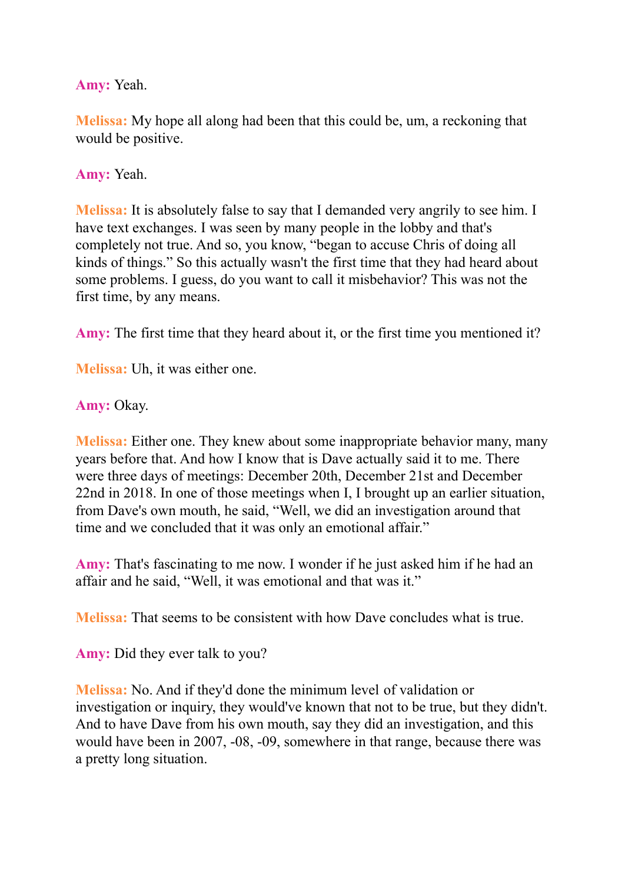**Amy:** Yeah.

**Melissa:** My hope all along had been that this could be, um, a reckoning that would be positive.

**Amy:** Yeah.

**Melissa:** It is absolutely false to say that I demanded very angrily to see him. I have text exchanges. I was seen by many people in the lobby and that's completely not true. And so, you know, "began to accuse Chris of doing all kinds of things." So this actually wasn't the first time that they had heard about some problems. I guess, do you want to call it misbehavior? This was not the first time, by any means.

**Amy:** The first time that they heard about it, or the first time you mentioned it?

**Melissa:** Uh, it was either one.

**Amy:** Okay.

**Melissa:** Either one. They knew about some inappropriate behavior many, many years before that. And how I know that is Dave actually said it to me. There were three days of meetings: December 20th, December 21st and December 22nd in 2018. In one of those meetings when I, I brought up an earlier situation, from Dave's own mouth, he said, "Well, we did an investigation around that time and we concluded that it was only an emotional affair."

**Amy:** That's fascinating to me now. I wonder if he just asked him if he had an affair and he said, "Well, it was emotional and that was it."

**Melissa:** That seems to be consistent with how Dave concludes what is true.

**Amy:** Did they ever talk to you?

**Melissa:** No. And if they'd done the minimum level of validation or investigation or inquiry, they would've known that not to be true, but they didn't. And to have Dave from his own mouth, say they did an investigation, and this would have been in 2007, -08, -09, somewhere in that range, because there was a pretty long situation.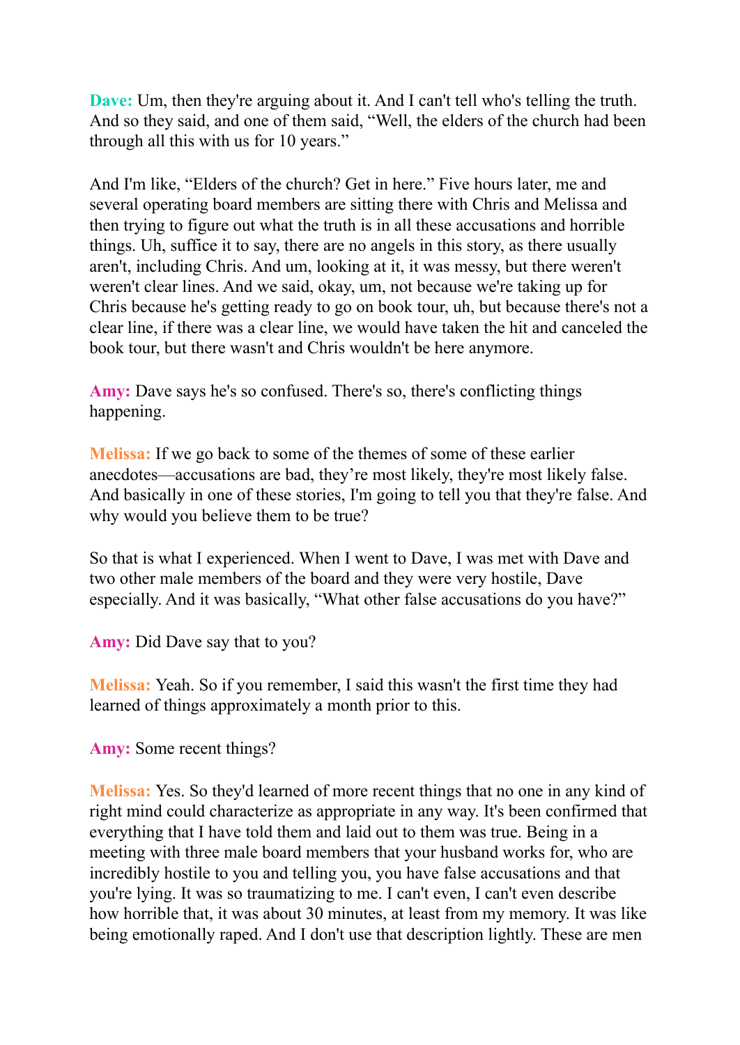**Dave:** Um, then they're arguing about it. And I can't tell who's telling the truth. And so they said, and one of them said, "Well, the elders of the church had been through all this with us for 10 years."

And I'm like, "Elders of the church? Get in here." Five hours later, me and several operating board members are sitting there with Chris and Melissa and then trying to figure out what the truth is in all these accusations and horrible things. Uh, suffice it to say, there are no angels in this story, as there usually aren't, including Chris. And um, looking at it, it was messy, but there weren't weren't clear lines. And we said, okay, um, not because we're taking up for Chris because he's getting ready to go on book tour, uh, but because there's not a clear line, if there was a clear line, we would have taken the hit and canceled the book tour, but there wasn't and Chris wouldn't be here anymore.

**Amy:** Dave says he's so confused. There's so, there's conflicting things happening.

**Melissa:** If we go back to some of the themes of some of these earlier anecdotes—accusations are bad, they're most likely, they're most likely false. And basically in one of these stories, I'm going to tell you that they're false. And why would you believe them to be true?

So that is what I experienced. When I went to Dave, I was met with Dave and two other male members of the board and they were very hostile, Dave especially. And it was basically, "What other false accusations do you have?"

**Amy:** Did Dave say that to you?

**Melissa:** Yeah. So if you remember, I said this wasn't the first time they had learned of things approximately a month prior to this.

**Amy:** Some recent things?

**Melissa:** Yes. So they'd learned of more recent things that no one in any kind of right mind could characterize as appropriate in any way. It's been confirmed that everything that I have told them and laid out to them was true. Being in a meeting with three male board members that your husband works for, who are incredibly hostile to you and telling you, you have false accusations and that you're lying. It was so traumatizing to me. I can't even, I can't even describe how horrible that, it was about 30 minutes, at least from my memory. It was like being emotionally raped. And I don't use that description lightly. These are men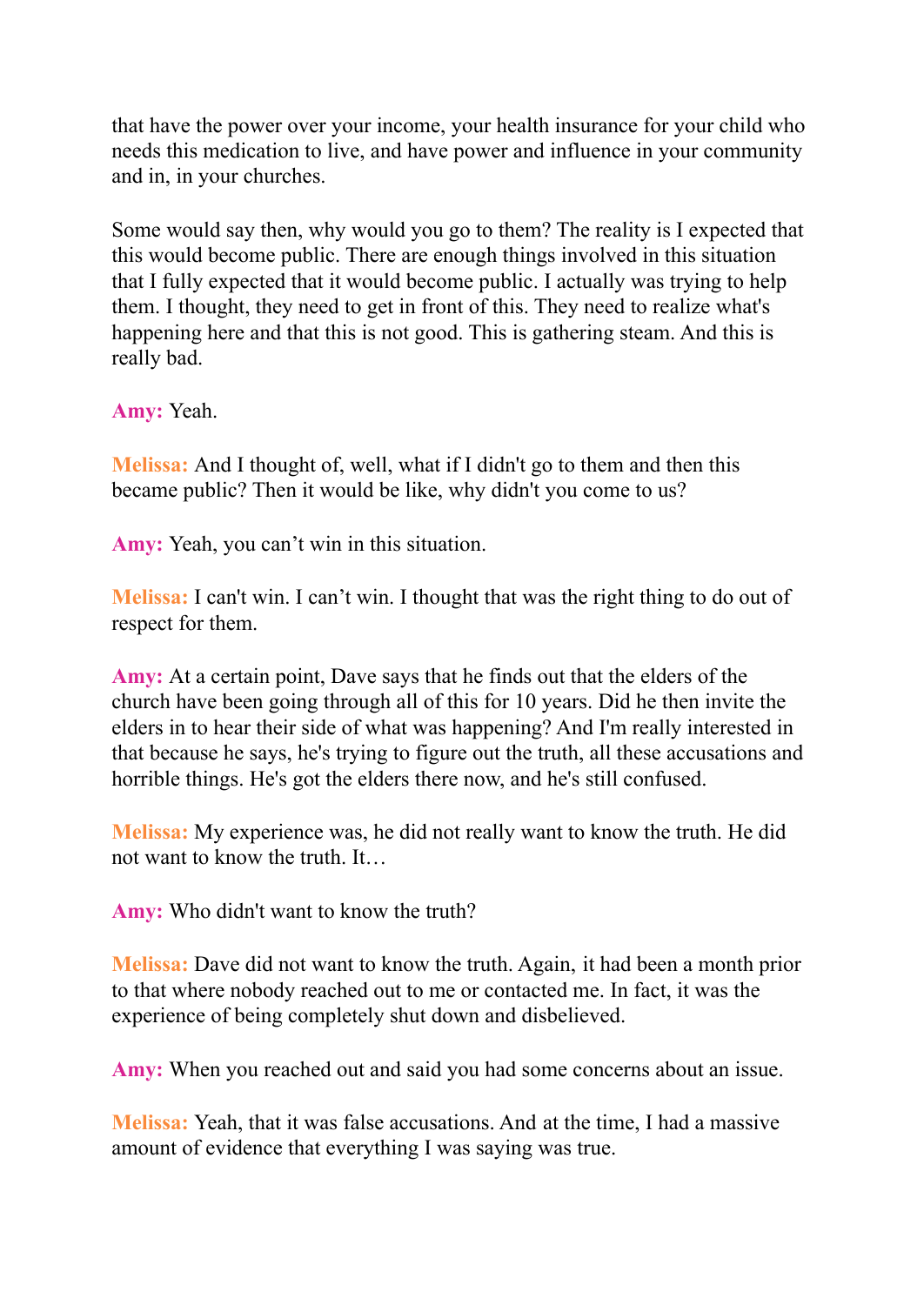that have the power over your income, your health insurance for your child who needs this medication to live, and have power and influence in your community and in, in your churches.

Some would say then, why would you go to them? The reality is I expected that this would become public. There are enough things involved in this situation that I fully expected that it would become public. I actually was trying to help them. I thought, they need to get in front of this. They need to realize what's happening here and that this is not good. This is gathering steam. And this is really bad.

**Amy:** Yeah.

**Melissa:** And I thought of, well, what if I didn't go to them and then this became public? Then it would be like, why didn't you come to us?

**Amy:** Yeah, you can't win in this situation.

**Melissa:** I can't win. I can't win. I thought that was the right thing to do out of respect for them.

**Amy:** At a certain point, Dave says that he finds out that the elders of the church have been going through all of this for 10 years. Did he then invite the elders in to hear their side of what was happening? And I'm really interested in that because he says, he's trying to figure out the truth, all these accusations and horrible things. He's got the elders there now, and he's still confused.

**Melissa:** My experience was, he did not really want to know the truth. He did not want to know the truth. It…

**Amy:** Who didn't want to know the truth?

**Melissa:** Dave did not want to know the truth. Again, it had been a month prior to that where nobody reached out to me or contacted me. In fact, it was the experience of being completely shut down and disbelieved.

**Amy:** When you reached out and said you had some concerns about an issue.

**Melissa:** Yeah, that it was false accusations. And at the time, I had a massive amount of evidence that everything I was saying was true.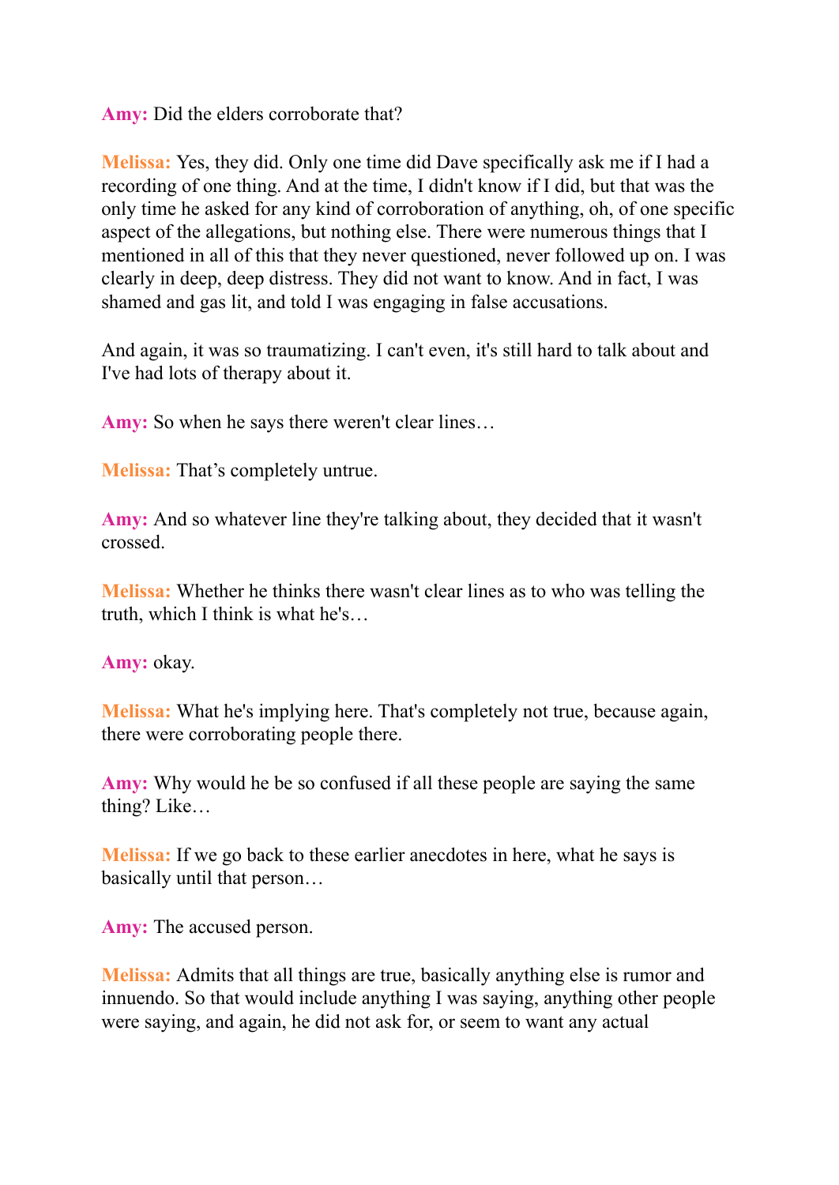**Amy:** Did the elders corroborate that?

**Melissa:** Yes, they did. Only one time did Dave specifically ask me if I had a recording of one thing. And at the time, I didn't know if I did, but that was the only time he asked for any kind of corroboration of anything, oh, of one specific aspect of the allegations, but nothing else. There were numerous things that I mentioned in all of this that they never questioned, never followed up on. I was clearly in deep, deep distress. They did not want to know. And in fact, I was shamed and gas lit, and told I was engaging in false accusations.

And again, it was so traumatizing. I can't even, it's still hard to talk about and I've had lots of therapy about it.

**Amy:** So when he says there weren't clear lines…

**Melissa:** That's completely untrue.

**Amy:** And so whatever line they're talking about, they decided that it wasn't crossed.

**Melissa:** Whether he thinks there wasn't clear lines as to who was telling the truth, which I think is what he's…

**Amy:** okay.

**Melissa:** What he's implying here. That's completely not true, because again, there were corroborating people there.

**Amy:** Why would he be so confused if all these people are saying the same thing? Like…

**Melissa:** If we go back to these earlier anecdotes in here, what he says is basically until that person…

**Amy:** The accused person.

**Melissa:** Admits that all things are true, basically anything else is rumor and innuendo. So that would include anything I was saying, anything other people were saying, and again, he did not ask for, or seem to want any actual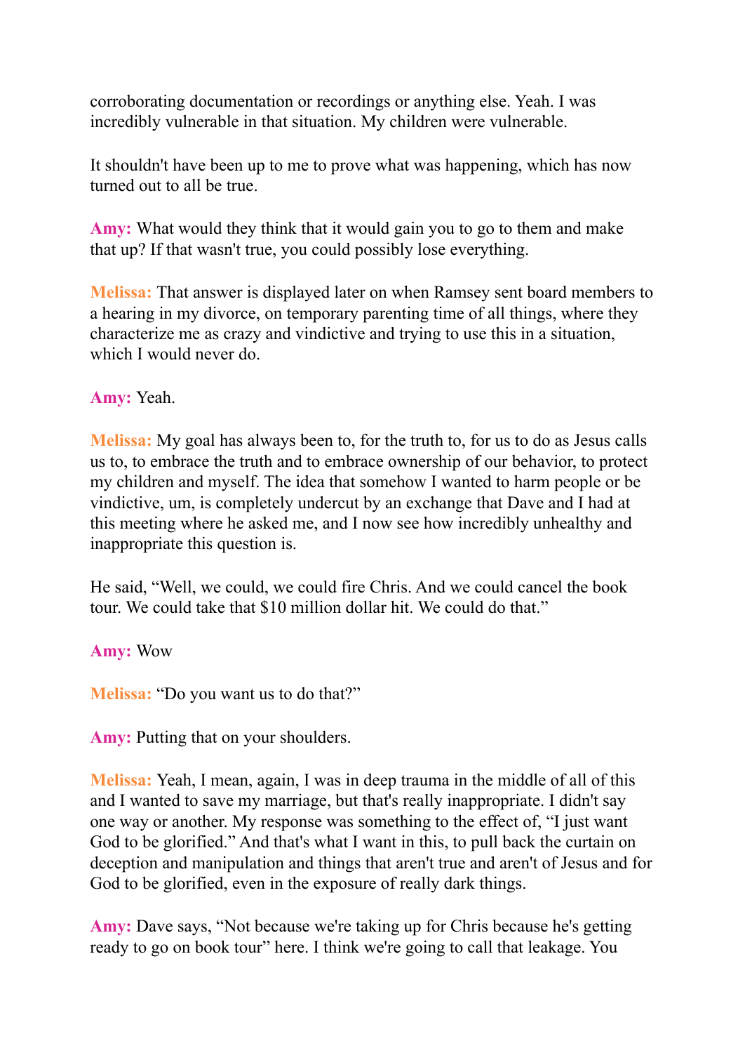corroborating documentation or recordings or anything else. Yeah. I was incredibly vulnerable in that situation. My children were vulnerable.

It shouldn't have been up to me to prove what was happening, which has now turned out to all be true.

**Amy:** What would they think that it would gain you to go to them and make that up? If that wasn't true, you could possibly lose everything.

**Melissa:** That answer is displayed later on when Ramsey sent board members to a hearing in my divorce, on temporary parenting time of all things, where they characterize me as crazy and vindictive and trying to use this in a situation, which I would never do.

**Amy:** Yeah.

**Melissa:** My goal has always been to, for the truth to, for us to do as Jesus calls us to, to embrace the truth and to embrace ownership of our behavior, to protect my children and myself. The idea that somehow I wanted to harm people or be vindictive, um, is completely undercut by an exchange that Dave and I had at this meeting where he asked me, and I now see how incredibly unhealthy and inappropriate this question is.

He said, "Well, we could, we could fire Chris. And we could cancel the book tour. We could take that $10 million dollar hit. We could do that."

**Amy:** Wow

**Melissa:** "Do you want us to do that?"

**Amy:** Putting that on your shoulders.

**Melissa:** Yeah, I mean, again, I was in deep trauma in the middle of all of this and I wanted to save my marriage, but that's really inappropriate. I didn't say one way or another. My response was something to the effect of, "I just want God to be glorified." And that's what I want in this, to pull back the curtain on deception and manipulation and things that aren't true and aren't of Jesus and for God to be glorified, even in the exposure of really dark things.

**Amy:** Dave says, "Not because we're taking up for Chris because he's getting ready to go on book tour" here. I think we're going to call that leakage. You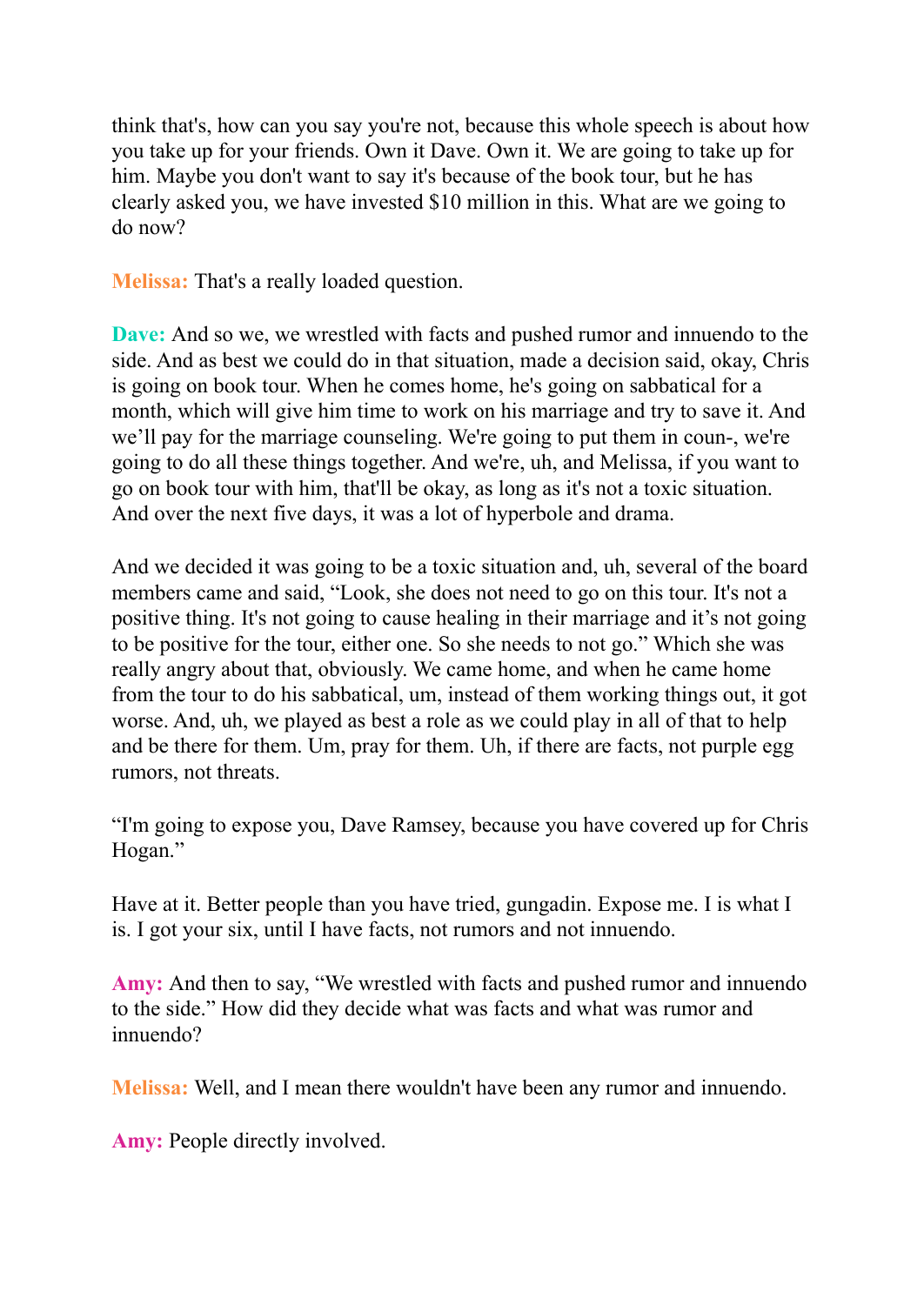think that's, how can you say you're not, because this whole speech is about how you take up for your friends. Own it Dave. Own it. We are going to take up for him. Maybe you don't want to say it's because of the book tour, but he has clearly asked you, we have invested $10 million in this. What are we going to do now?

**Melissa:** That's a really loaded question.

**Dave:** And so we, we wrestled with facts and pushed rumor and innuendo to the side. And as best we could do in that situation, made a decision said, okay, Chris is going on book tour. When he comes home, he's going on sabbatical for a month, which will give him time to work on his marriage and try to save it. And we'll pay for the marriage counseling. We're going to put them in coun-, we're going to do all these things together. And we're, uh, and Melissa, if you want to go on book tour with him, that'll be okay, as long as it's not a toxic situation. And over the next five days, it was a lot of hyperbole and drama.

And we decided it was going to be a toxic situation and, uh, several of the board members came and said, "Look, she does not need to go on this tour. It's not a positive thing. It's not going to cause healing in their marriage and it's not going to be positive for the tour, either one. So she needs to not go." Which she was really angry about that, obviously. We came home, and when he came home from the tour to do his sabbatical, um, instead of them working things out, it got worse. And, uh, we played as best a role as we could play in all of that to help and be there for them. Um, pray for them. Uh, if there are facts, not purple egg rumors, not threats.

"I'm going to expose you, Dave Ramsey, because you have covered up for Chris Hogan."

Have at it. Better people than you have tried, gungadin. Expose me. I is what I is. I got your six, until I have facts, not rumors and not innuendo.

**Amy:** And then to say, "We wrestled with facts and pushed rumor and innuendo to the side." How did they decide what was facts and what was rumor and innuendo?

**Melissa:** Well, and I mean there wouldn't have been any rumor and innuendo.

**Amy:** People directly involved.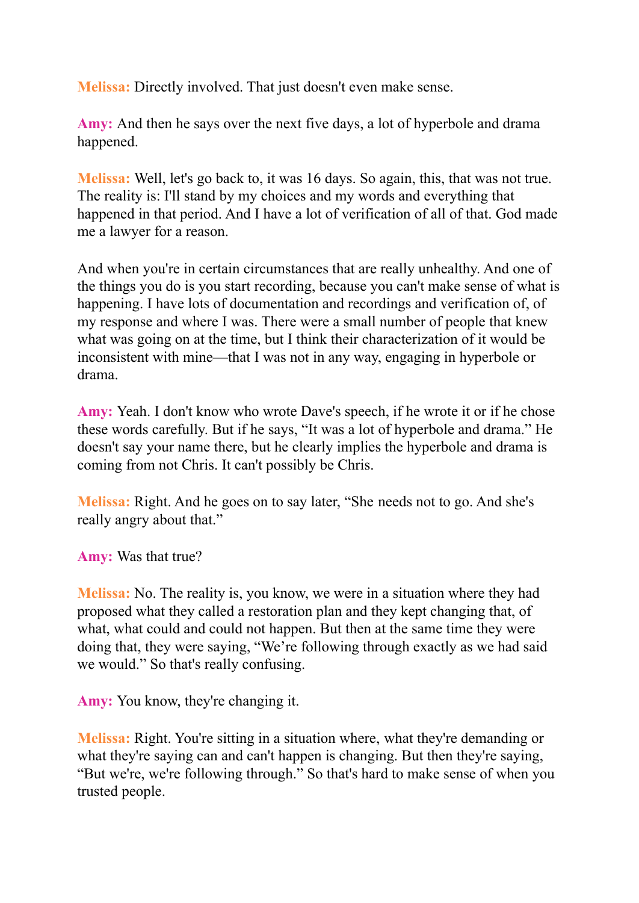**Melissa:** Directly involved. That just doesn't even make sense.

**Amy:** And then he says over the next five days, a lot of hyperbole and drama happened.

**Melissa:** Well, let's go back to, it was 16 days. So again, this, that was not true. The reality is: I'll stand by my choices and my words and everything that happened in that period. And I have a lot of verification of all of that. God made me a lawyer for a reason.

And when you're in certain circumstances that are really unhealthy. And one of the things you do is you start recording, because you can't make sense of what is happening. I have lots of documentation and recordings and verification of, of my response and where I was. There were a small number of people that knew what was going on at the time, but I think their characterization of it would be inconsistent with mine—that I was not in any way, engaging in hyperbole or drama.

**Amy:** Yeah. I don't know who wrote Dave's speech, if he wrote it or if he chose these words carefully. But if he says, "It was a lot of hyperbole and drama." He doesn't say your name there, but he clearly implies the hyperbole and drama is coming from not Chris. It can't possibly be Chris.

**Melissa:** Right. And he goes on to say later, "She needs not to go. And she's really angry about that."

**Amy:** Was that true?

**Melissa:** No. The reality is, you know, we were in a situation where they had proposed what they called a restoration plan and they kept changing that, of what, what could and could not happen. But then at the same time they were doing that, they were saying, "We're following through exactly as we had said we would." So that's really confusing.

**Amy:** You know, they're changing it.

**Melissa:** Right. You're sitting in a situation where, what they're demanding or what they're saying can and can't happen is changing. But then they're saying, "But we're, we're following through." So that's hard to make sense of when you trusted people.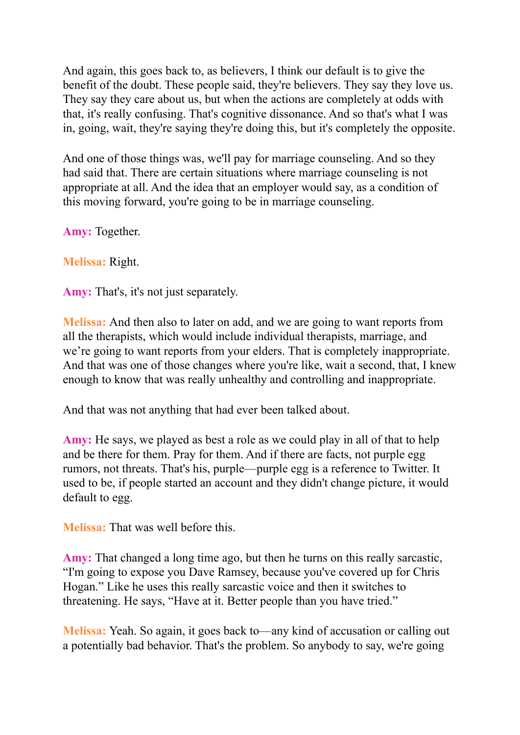And again, this goes back to, as believers, I think our default is to give the benefit of the doubt. These people said, they're believers. They say they love us. They say they care about us, but when the actions are completely at odds with that, it's really confusing. That's cognitive dissonance. And so that's what I was in, going, wait, they're saying they're doing this, but it's completely the opposite.

And one of those things was, we'll pay for marriage counseling. And so they had said that. There are certain situations where marriage counseling is not appropriate at all. And the idea that an employer would say, as a condition of this moving forward, you're going to be in marriage counseling.

**Amy:** Together.

**Melissa:** Right.

**Amy:** That's, it's not just separately.

**Melissa:** And then also to later on add, and we are going to want reports from all the therapists, which would include individual therapists, marriage, and we're going to want reports from your elders. That is completely inappropriate. And that was one of those changes where you're like, wait a second, that, I knew enough to know that was really unhealthy and controlling and inappropriate.

And that was not anything that had ever been talked about.

**Amy:** He says, we played as best a role as we could play in all of that to help and be there for them. Pray for them. And if there are facts, not purple egg rumors, not threats. That's his, purple—purple egg is a reference to Twitter. It used to be, if people started an account and they didn't change picture, it would default to egg.

**Melissa:** That was well before this.

**Amy:** That changed a long time ago, but then he turns on this really sarcastic, "I'm going to expose you Dave Ramsey, because you've covered up for Chris Hogan." Like he uses this really sarcastic voice and then it switches to threatening. He says, "Have at it. Better people than you have tried."

**Melissa:** Yeah. So again, it goes back to—any kind of accusation or calling out a potentially bad behavior. That's the problem. So anybody to say, we're going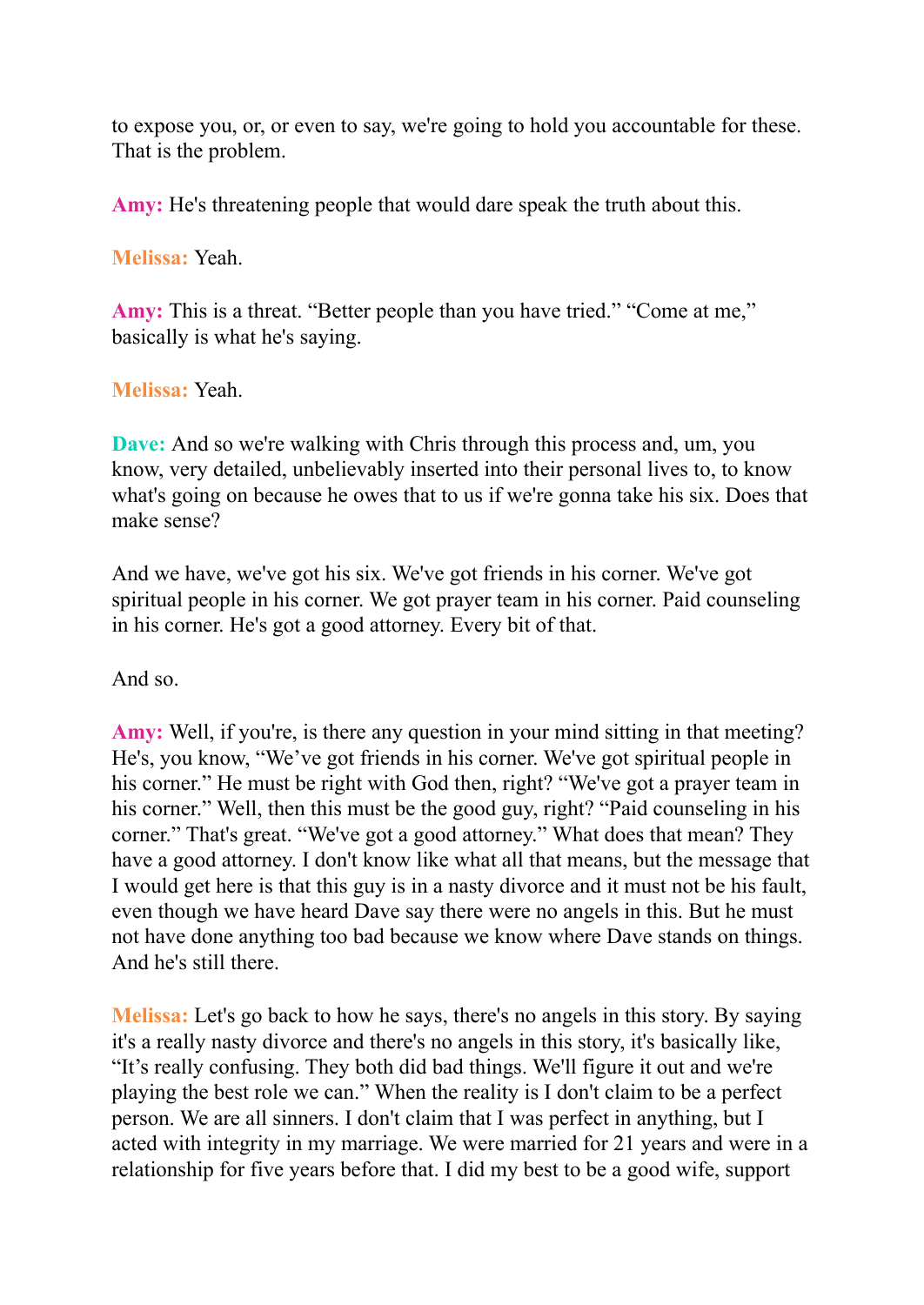to expose you, or, or even to say, we're going to hold you accountable for these. That is the problem.

**Amy:** He's threatening people that would dare speak the truth about this.

**Melissa:** Yeah.

**Amy:** This is a threat. "Better people than you have tried." "Come at me," basically is what he's saying.

**Melissa:** Yeah.

**Dave:** And so we're walking with Chris through this process and, um, you know, very detailed, unbelievably inserted into their personal lives to, to know what's going on because he owes that to us if we're gonna take his six. Does that make sense?

And we have, we've got his six. We've got friends in his corner. We've got spiritual people in his corner. We got prayer team in his corner. Paid counseling in his corner. He's got a good attorney. Every bit of that.

And so.

**Amy:** Well, if you're, is there any question in your mind sitting in that meeting? He's, you know, "We've got friends in his corner. We've got spiritual people in his corner." He must be right with God then, right? "We've got a prayer team in his corner." Well, then this must be the good guy, right? "Paid counseling in his corner." That's great. "We've got a good attorney." What does that mean? They have a good attorney. I don't know like what all that means, but the message that I would get here is that this guy is in a nasty divorce and it must not be his fault, even though we have heard Dave say there were no angels in this. But he must not have done anything too bad because we know where Dave stands on things. And he's still there.

**Melissa:** Let's go back to how he says, there's no angels in this story. By saying it's a really nasty divorce and there's no angels in this story, it's basically like, "It's really confusing. They both did bad things. We'll figure it out and we're playing the best role we can." When the reality is I don't claim to be a perfect person. We are all sinners. I don't claim that I was perfect in anything, but I acted with integrity in my marriage. We were married for 21 years and were in a relationship for five years before that. I did my best to be a good wife, support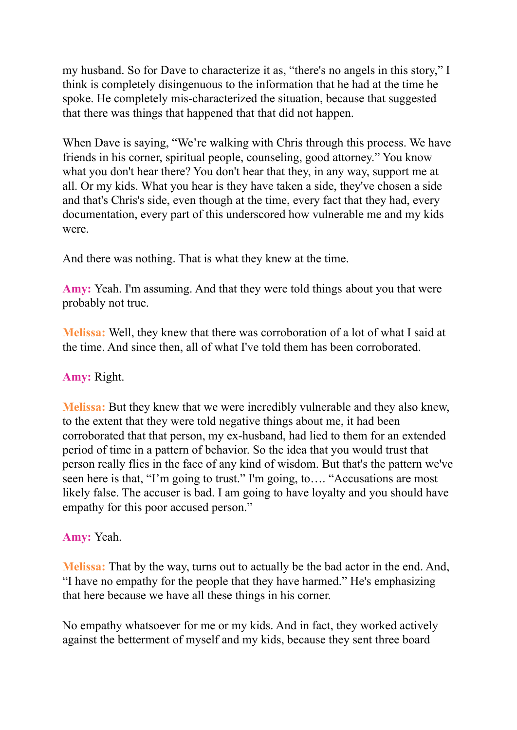my husband. So for Dave to characterize it as, "there's no angels in this story," I think is completely disingenuous to the information that he had at the time he spoke. He completely mis-characterized the situation, because that suggested that there was things that happened that that did not happen.

When Dave is saying, "We're walking with Chris through this process. We have friends in his corner, spiritual people, counseling, good attorney." You know what you don't hear there? You don't hear that they, in any way, support me at all. Or my kids. What you hear is they have taken a side, they've chosen a side and that's Chris's side, even though at the time, every fact that they had, every documentation, every part of this underscored how vulnerable me and my kids were.

And there was nothing. That is what they knew at the time.

**Amy:** Yeah. I'm assuming. And that they were told things about you that were probably not true.

**Melissa:** Well, they knew that there was corroboration of a lot of what I said at the time. And since then, all of what I've told them has been corroborated.

**Amy:** Right.

**Melissa:** But they knew that we were incredibly vulnerable and they also knew, to the extent that they were told negative things about me, it had been corroborated that that person, my ex-husband, had lied to them for an extended period of time in a pattern of behavior. So the idea that you would trust that person really flies in the face of any kind of wisdom. But that's the pattern we've seen here is that, "I'm going to trust." I'm going, to…. "Accusations are most likely false. The accuser is bad. I am going to have loyalty and you should have empathy for this poor accused person."

**Amy:** Yeah.

**Melissa:** That by the way, turns out to actually be the bad actor in the end. And, "I have no empathy for the people that they have harmed." He's emphasizing that here because we have all these things in his corner.

No empathy whatsoever for me or my kids. And in fact, they worked actively against the betterment of myself and my kids, because they sent three board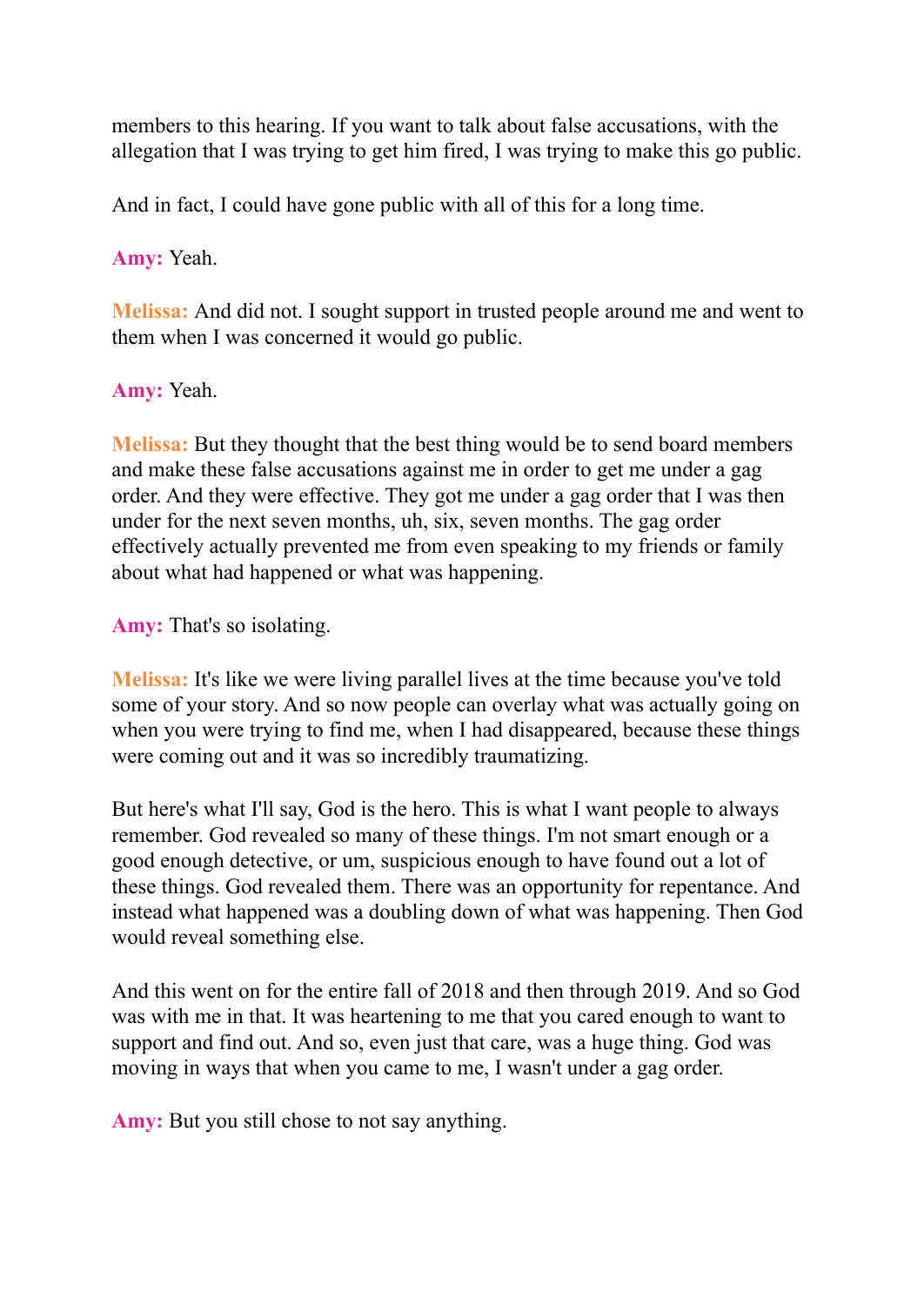members to this hearing. If you want to talk about false accusations, with the allegation that I was trying to get him fired, I was trying to make this go public.

And in fact, I could have gone public with all of this for a long time.

**Amy:** Yeah.

**Melissa:** And did not. I sought support in trusted people around me and went to them when I was concerned it would go public.

**Amy:** Yeah.

**Melissa:** But they thought that the best thing would be to send board members and make these false accusations against me in order to get me under a gag order. And they were effective. They got me under a gag order that I was then under for the next seven months, uh, six, seven months. The gag order effectively actually prevented me from even speaking to my friends or family about what had happened or what was happening.

**Amy:** That's so isolating.

**Melissa:** It's like we were living parallel lives at the time because you've told some of your story. And so now people can overlay what was actually going on when you were trying to find me, when I had disappeared, because these things were coming out and it was so incredibly traumatizing.

But here's what I'll say, God is the hero. This is what I want people to always remember. God revealed so many of these things. I'm not smart enough or a good enough detective, or um, suspicious enough to have found out a lot of these things. God revealed them. There was an opportunity for repentance. And instead what happened was a doubling down of what was happening. Then God would reveal something else.

And this went on for the entire fall of 2018 and then through 2019. And so God was with me in that. It was heartening to me that you cared enough to want to support and find out. And so, even just that care, was a huge thing. God was moving in ways that when you came to me, I wasn't under a gag order.

**Amy:** But you still chose to not say anything.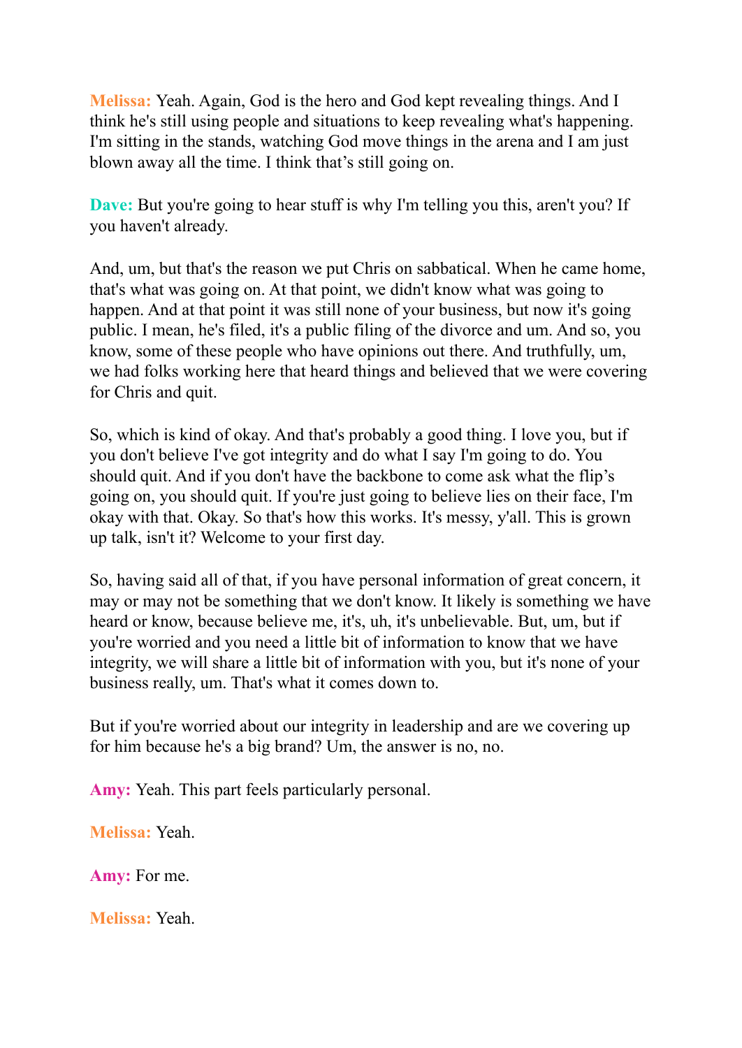**Melissa:** Yeah. Again, God is the hero and God kept revealing things. And I think he's still using people and situations to keep revealing what's happening. I'm sitting in the stands, watching God move things in the arena and I am just blown away all the time. I think that's still going on.

**Dave:** But you're going to hear stuff is why I'm telling you this, aren't you? If you haven't already.

And, um, but that's the reason we put Chris on sabbatical. When he came home, that's what was going on. At that point, we didn't know what was going to happen. And at that point it was still none of your business, but now it's going public. I mean, he's filed, it's a public filing of the divorce and um. And so, you know, some of these people who have opinions out there. And truthfully, um, we had folks working here that heard things and believed that we were covering for Chris and quit.

So, which is kind of okay. And that's probably a good thing. I love you, but if you don't believe I've got integrity and do what I say I'm going to do. You should quit. And if you don't have the backbone to come ask what the flip's going on, you should quit. If you're just going to believe lies on their face, I'm okay with that. Okay. So that's how this works. It's messy, y'all. This is grown up talk, isn't it? Welcome to your first day.

So, having said all of that, if you have personal information of great concern, it may or may not be something that we don't know. It likely is something we have heard or know, because believe me, it's, uh, it's unbelievable. But, um, but if you're worried and you need a little bit of information to know that we have integrity, we will share a little bit of information with you, but it's none of your business really, um. That's what it comes down to.

But if you're worried about our integrity in leadership and are we covering up for him because he's a big brand? Um, the answer is no, no.

**Amy:** Yeah. This part feels particularly personal.

**Melissa:** Yeah.

**Amy:** For me.

**Melissa:** Yeah.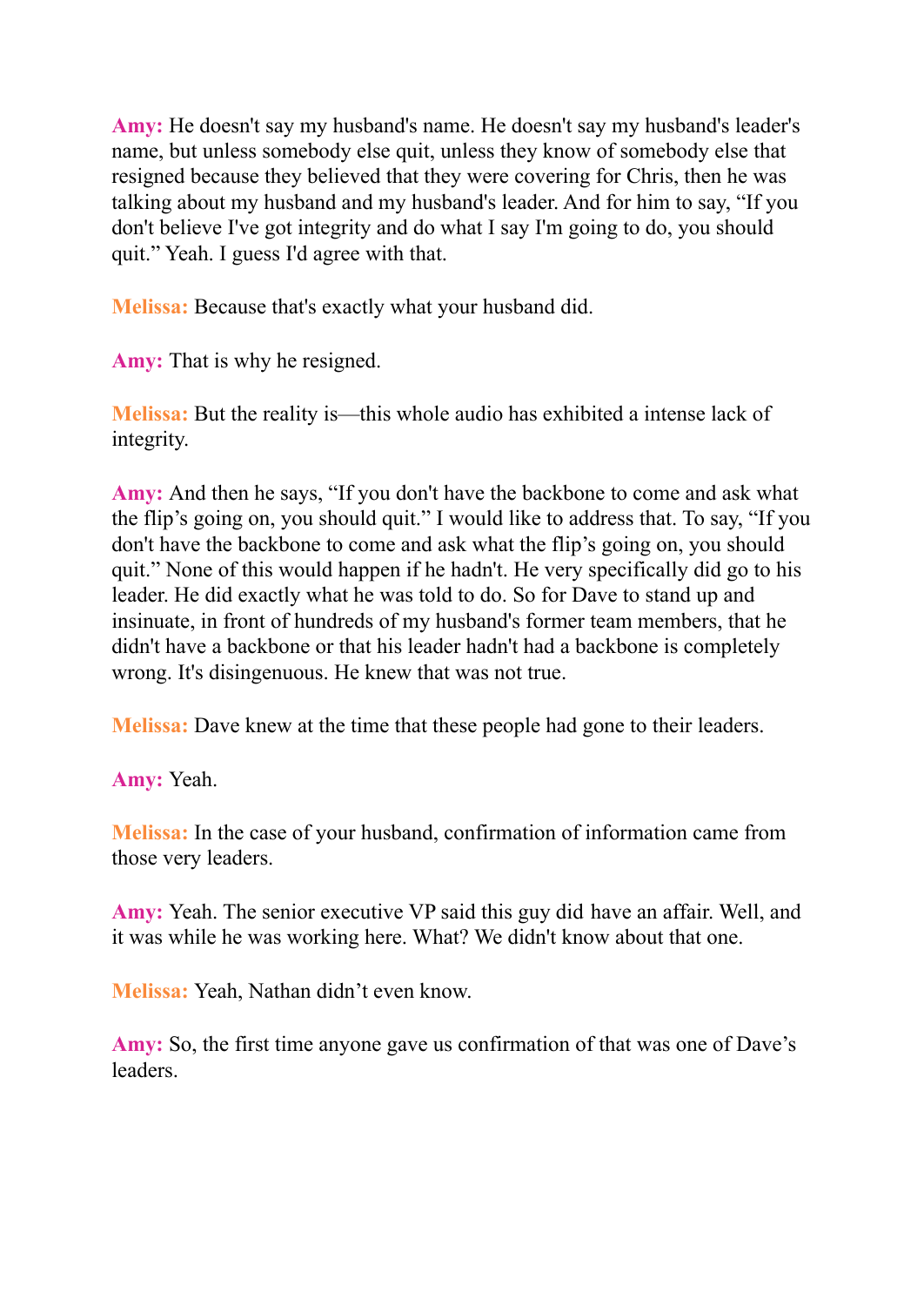**Amy:** He doesn't say my husband's name. He doesn't say my husband's leader's name, but unless somebody else quit, unless they know of somebody else that resigned because they believed that they were covering for Chris, then he was talking about my husband and my husband's leader. And for him to say, "If you don't believe I've got integrity and do what I say I'm going to do, you should quit." Yeah. I guess I'd agree with that.

**Melissa:** Because that's exactly what your husband did.

**Amy:** That is why he resigned.

**Melissa:** But the reality is—this whole audio has exhibited a intense lack of integrity.

**Amy:** And then he says, "If you don't have the backbone to come and ask what the flip's going on, you should quit." I would like to address that. To say, "If you don't have the backbone to come and ask what the flip's going on, you should quit." None of this would happen if he hadn't. He very specifically did go to his leader. He did exactly what he was told to do. So for Dave to stand up and insinuate, in front of hundreds of my husband's former team members, that he didn't have a backbone or that his leader hadn't had a backbone is completely wrong. It's disingenuous. He knew that was not true.

**Melissa:** Dave knew at the time that these people had gone to their leaders.

**Amy:** Yeah.

**Melissa:** In the case of your husband, confirmation of information came from those very leaders.

**Amy:** Yeah. The senior executive VP said this guy did have an affair. Well, and it was while he was working here. What? We didn't know about that one.

**Melissa:** Yeah, Nathan didn't even know.

**Amy:** So, the first time anyone gave us confirmation of that was one of Dave's leaders.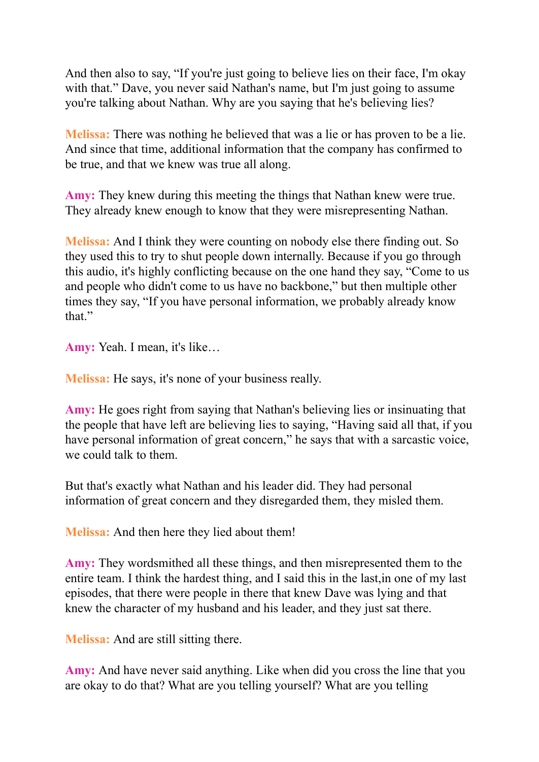And then also to say, “If you're just going to believe lies on their face, I'm okay with that.” Dave, you never said Nathan's name, but I'm just going to assume you're talking about Nathan. Why are you saying that he's believing lies?

**Melissa:** There was nothing he believed that was a lie or has proven to be a lie. And since that time, additional information that the company has confirmed to be true, and that we knew was true all along.

**Amy:** They knew during this meeting the things that Nathan knew were true. They already knew enough to know that they were misrepresenting Nathan.

**Melissa:** And I think they were counting on nobody else there finding out. So they used this to try to shut people down internally. Because if you go through this audio, it's highly conflicting because on the one hand they say, “Come to us and people who didn't come to us have no backbone,” but then multiple other times they say, “If you have personal information, we probably already know that.”

**Amy:** Yeah. I mean, it's like…

**Melissa:** He says, it's none of your business really.

**Amy:** He goes right from saying that Nathan's believing lies or insinuating that the people that have left are believing lies to saying, “Having said all that, if you have personal information of great concern,” he says that with a sarcastic voice, we could talk to them.

But that's exactly what Nathan and his leader did. They had personal information of great concern and they disregarded them, they misled them.

**Melissa:** And then here they lied about them!

**Amy:** They wordsmithed all these things, and then misrepresented them to the entire team. I think the hardest thing, and I said this in the last,in one of my last episodes, that there were people in there that knew Dave was lying and that knew the character of my husband and his leader, and they just sat there.

**Melissa:** And are still sitting there.

**Amy:** And have never said anything. Like when did you cross the line that you are okay to do that? What are you telling yourself? What are you telling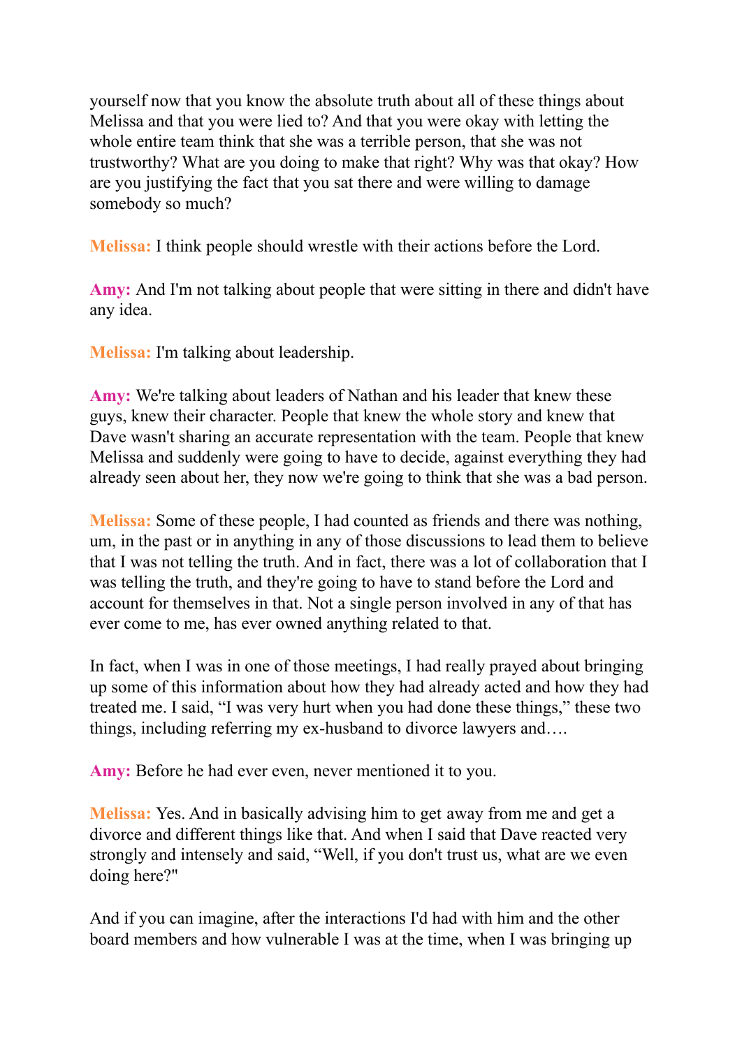yourself now that you know the absolute truth about all of these things about Melissa and that you were lied to? And that you were okay with letting the whole entire team think that she was a terrible person, that she was not trustworthy? What are you doing to make that right? Why was that okay? How are you justifying the fact that you sat there and were willing to damage somebody so much?

**Melissa:** I think people should wrestle with their actions before the Lord.

**Amy:** And I'm not talking about people that were sitting in there and didn't have any idea.

**Melissa:** I'm talking about leadership.

**Amy:** We're talking about leaders of Nathan and his leader that knew these guys, knew their character. People that knew the whole story and knew that Dave wasn't sharing an accurate representation with the team. People that knew Melissa and suddenly were going to have to decide, against everything they had already seen about her, they now we're going to think that she was a bad person.

**Melissa:** Some of these people, I had counted as friends and there was nothing, um, in the past or in anything in any of those discussions to lead them to believe that I was not telling the truth. And in fact, there was a lot of collaboration that I was telling the truth, and they're going to have to stand before the Lord and account for themselves in that. Not a single person involved in any of that has ever come to me, has ever owned anything related to that.

In fact, when I was in one of those meetings, I had really prayed about bringing up some of this information about how they had already acted and how they had treated me. I said, "I was very hurt when you had done these things," these two things, including referring my ex-husband to divorce lawyers and….

**Amy:** Before he had ever even, never mentioned it to you.

**Melissa:** Yes. And in basically advising him to get away from me and get a divorce and different things like that. And when I said that Dave reacted very strongly and intensely and said, "Well, if you don't trust us, what are we even doing here?"

And if you can imagine, after the interactions I'd had with him and the other board members and how vulnerable I was at the time, when I was bringing up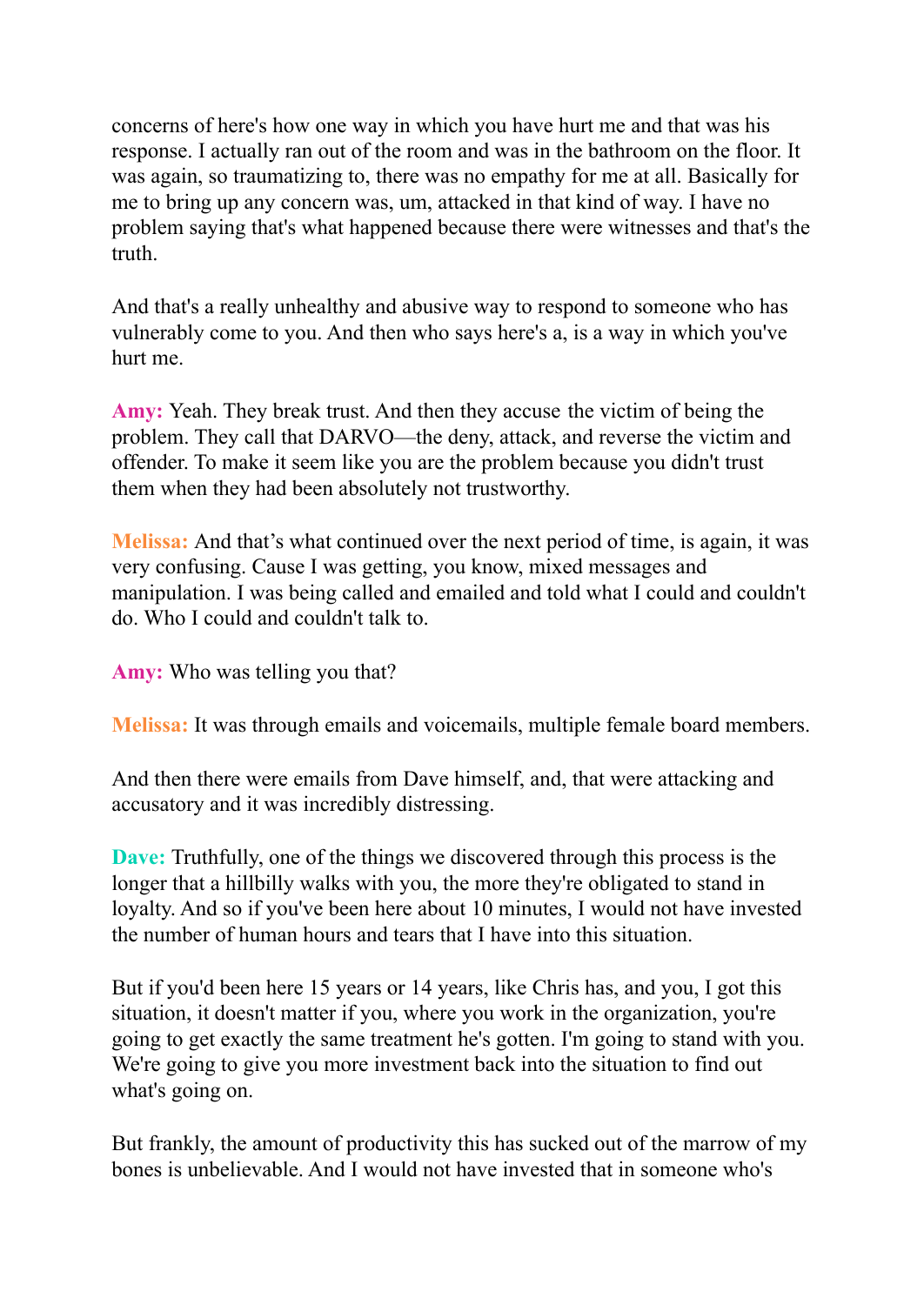concerns of here's how one way in which you have hurt me and that was his response. I actually ran out of the room and was in the bathroom on the floor. It was again, so traumatizing to, there was no empathy for me at all. Basically for me to bring up any concern was, um, attacked in that kind of way. I have no problem saying that's what happened because there were witnesses and that's the truth.

And that's a really unhealthy and abusive way to respond to someone who has vulnerably come to you. And then who says here's a, is a way in which you've hurt me.

**Amy:** Yeah. They break trust. And then they accuse the victim of being the problem. They call that DARVO—the deny, attack, and reverse the victim and offender. To make it seem like you are the problem because you didn't trust them when they had been absolutely not trustworthy.

**Melissa:** And that's what continued over the next period of time, is again, it was very confusing. Cause I was getting, you know, mixed messages and manipulation. I was being called and emailed and told what I could and couldn't do. Who I could and couldn't talk to.

**Amy:** Who was telling you that?

**Melissa:** It was through emails and voicemails, multiple female board members.

And then there were emails from Dave himself, and, that were attacking and accusatory and it was incredibly distressing.

**Dave:** Truthfully, one of the things we discovered through this process is the longer that a hillbilly walks with you, the more they're obligated to stand in loyalty. And so if you've been here about 10 minutes, I would not have invested the number of human hours and tears that I have into this situation.

But if you'd been here 15 years or 14 years, like Chris has, and you, I got this situation, it doesn't matter if you, where you work in the organization, you're going to get exactly the same treatment he's gotten. I'm going to stand with you. We're going to give you more investment back into the situation to find out what's going on.

But frankly, the amount of productivity this has sucked out of the marrow of my bones is unbelievable. And I would not have invested that in someone who's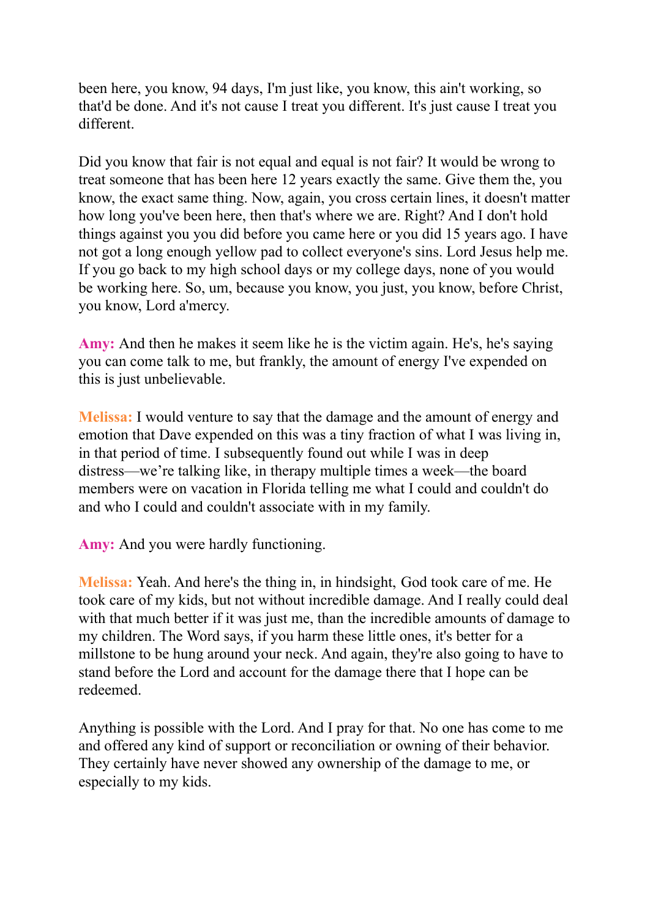been here, you know, 94 days, I'm just like, you know, this ain't working, so that'd be done. And it's not cause I treat you different. It's just cause I treat you different.

Did you know that fair is not equal and equal is not fair? It would be wrong to treat someone that has been here 12 years exactly the same. Give them the, you know, the exact same thing. Now, again, you cross certain lines, it doesn't matter how long you've been here, then that's where we are. Right? And I don't hold things against you you did before you came here or you did 15 years ago. I have not got a long enough yellow pad to collect everyone's sins. Lord Jesus help me. If you go back to my high school days or my college days, none of you would be working here. So, um, because you know, you just, you know, before Christ, you know, Lord a'mercy.

**Amy:** And then he makes it seem like he is the victim again. He's, he's saying you can come talk to me, but frankly, the amount of energy I've expended on this is just unbelievable.

**Melissa:** I would venture to say that the damage and the amount of energy and emotion that Dave expended on this was a tiny fraction of what I was living in, in that period of time. I subsequently found out while I was in deep distress—we're talking like, in therapy multiple times a week—the board members were on vacation in Florida telling me what I could and couldn't do and who I could and couldn't associate with in my family.

**Amy:** And you were hardly functioning.

**Melissa:** Yeah. And here's the thing in, in hindsight, God took care of me. He took care of my kids, but not without incredible damage. And I really could deal with that much better if it was just me, than the incredible amounts of damage to my children. The Word says, if you harm these little ones, it's better for a millstone to be hung around your neck. And again, they're also going to have to stand before the Lord and account for the damage there that I hope can be redeemed.

Anything is possible with the Lord. And I pray for that. No one has come to me and offered any kind of support or reconciliation or owning of their behavior. They certainly have never showed any ownership of the damage to me, or especially to my kids.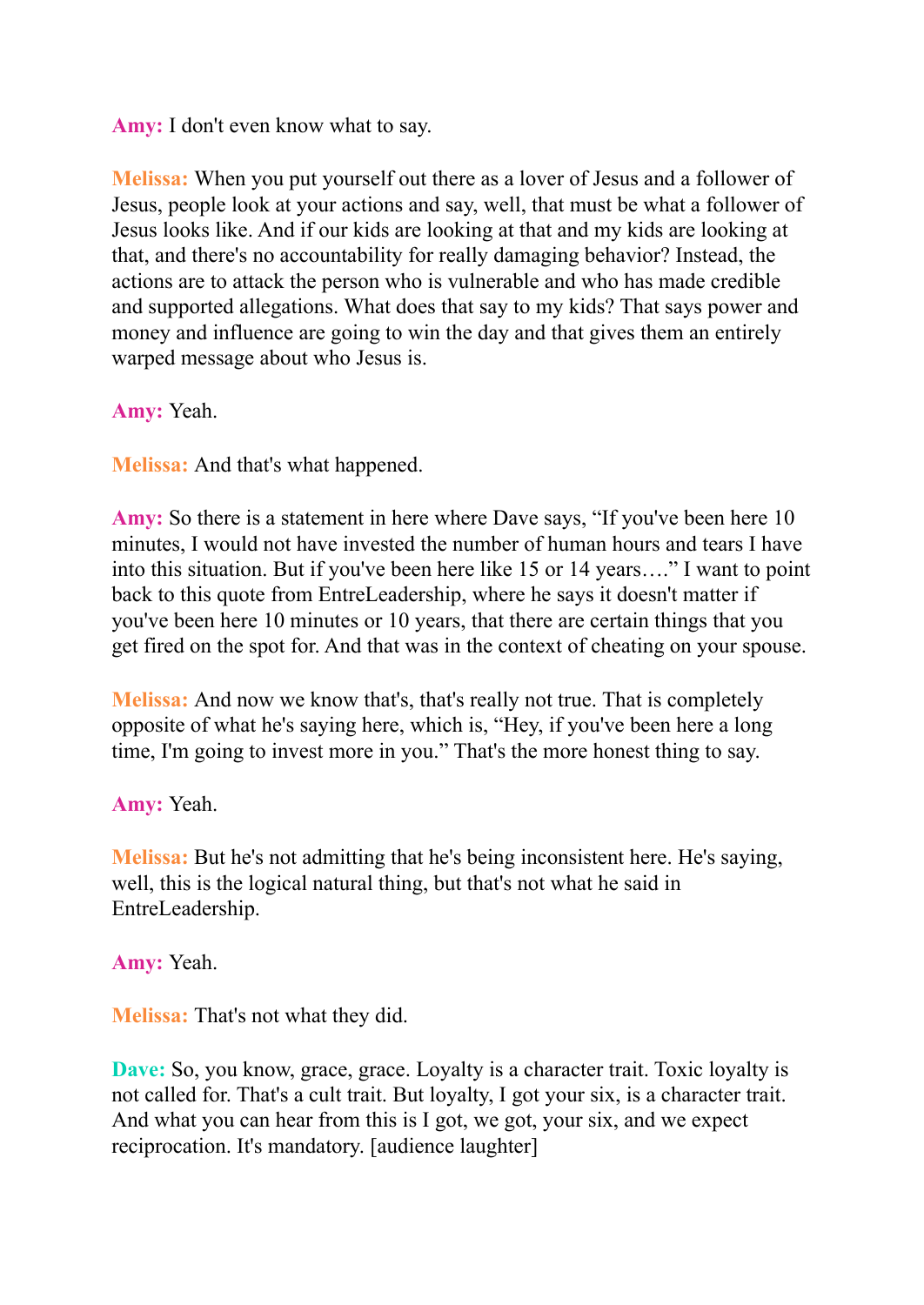**Amy:** I don't even know what to say.

**Melissa:** When you put yourself out there as a lover of Jesus and a follower of Jesus, people look at your actions and say, well, that must be what a follower of Jesus looks like. And if our kids are looking at that and my kids are looking at that, and there's no accountability for really damaging behavior? Instead, the actions are to attack the person who is vulnerable and who has made credible and supported allegations. What does that say to my kids? That says power and money and influence are going to win the day and that gives them an entirely warped message about who Jesus is.

**Amy:** Yeah.

**Melissa:** And that's what happened.

**Amy:** So there is a statement in here where Dave says, "If you've been here 10 minutes, I would not have invested the number of human hours and tears I have into this situation. But if you've been here like 15 or 14 years…." I want to point back to this quote from EntreLeadership, where he says it doesn't matter if you've been here 10 minutes or 10 years, that there are certain things that you get fired on the spot for. And that was in the context of cheating on your spouse.

**Melissa:** And now we know that's, that's really not true. That is completely opposite of what he's saying here, which is, "Hey, if you've been here a long time, I'm going to invest more in you." That's the more honest thing to say.

**Amy:** Yeah.

**Melissa:** But he's not admitting that he's being inconsistent here. He's saying, well, this is the logical natural thing, but that's not what he said in EntreLeadership.

**Amy:** Yeah.

**Melissa:** That's not what they did.

**Dave:** So, you know, grace, grace. Loyalty is a character trait. Toxic loyalty is not called for. That's a cult trait. But loyalty, I got your six, is a character trait. And what you can hear from this is I got, we got, your six, and we expect reciprocation. It's mandatory. [audience laughter]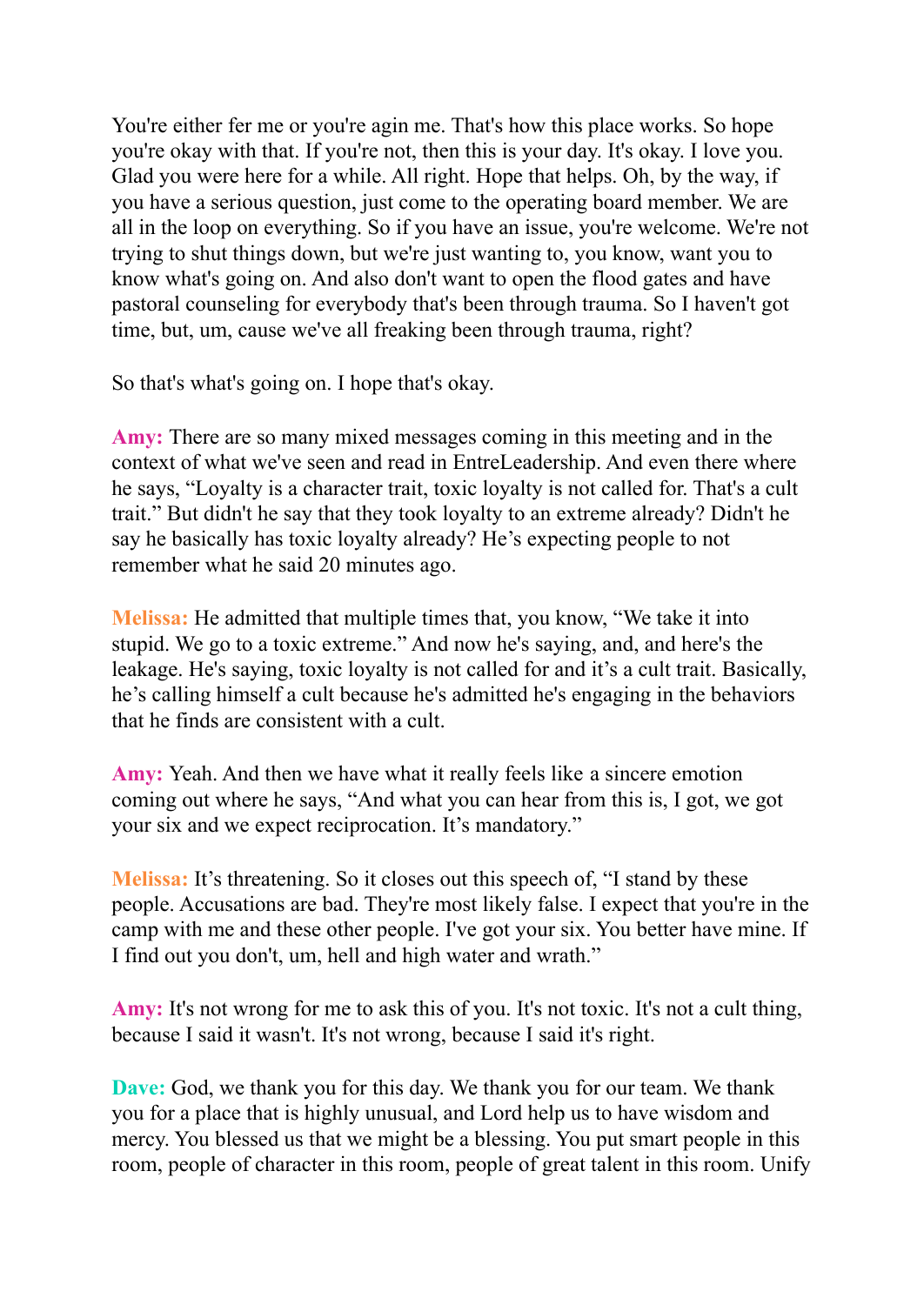You're either fer me or you're agin me. That's how this place works. So hope you're okay with that. If you're not, then this is your day. It's okay. I love you. Glad you were here for a while. All right. Hope that helps. Oh, by the way, if you have a serious question, just come to the operating board member. We are all in the loop on everything. So if you have an issue, you're welcome. We're not trying to shut things down, but we're just wanting to, you know, want you to know what's going on. And also don't want to open the flood gates and have pastoral counseling for everybody that's been through trauma. So I haven't got time, but, um, cause we've all freaking been through trauma, right?

So that's what's going on. I hope that's okay.

**Amy:** There are so many mixed messages coming in this meeting and in the context of what we've seen and read in EntreLeadership. And even there where he says, "Loyalty is a character trait, toxic loyalty is not called for. That's a cult trait." But didn't he say that they took loyalty to an extreme already? Didn't he say he basically has toxic loyalty already? He's expecting people to not remember what he said 20 minutes ago.

**Melissa:** He admitted that multiple times that, you know, "We take it into stupid. We go to a toxic extreme." And now he's saying, and, and here's the leakage. He's saying, toxic loyalty is not called for and it's a cult trait. Basically, he's calling himself a cult because he's admitted he's engaging in the behaviors that he finds are consistent with a cult.

**Amy:** Yeah. And then we have what it really feels like a sincere emotion coming out where he says, "And what you can hear from this is, I got, we got your six and we expect reciprocation. It's mandatory."

**Melissa:** It's threatening. So it closes out this speech of, "I stand by these people. Accusations are bad. They're most likely false. I expect that you're in the camp with me and these other people. I've got your six. You better have mine. If I find out you don't, um, hell and high water and wrath."

**Amy:** It's not wrong for me to ask this of you. It's not toxic. It's not a cult thing, because I said it wasn't. It's not wrong, because I said it's right.

**Dave:** God, we thank you for this day. We thank you for our team. We thank you for a place that is highly unusual, and Lord help us to have wisdom and mercy. You blessed us that we might be a blessing. You put smart people in this room, people of character in this room, people of great talent in this room. Unify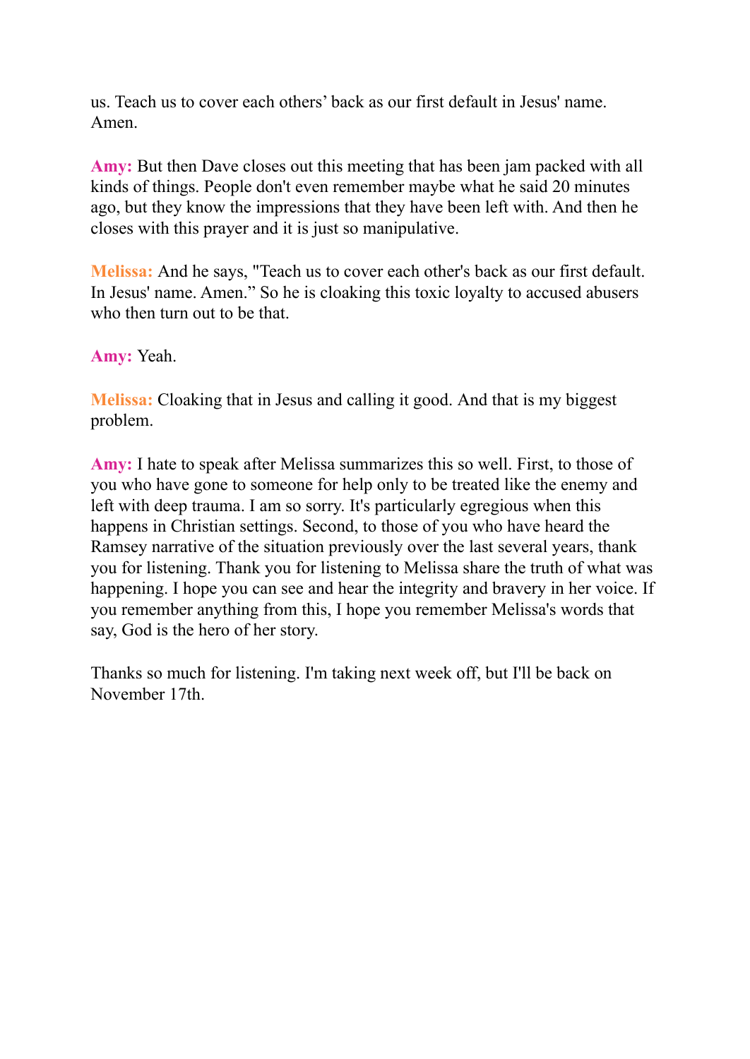us. Teach us to cover each others' back as our first default in Jesus' name. Amen.

**Amy:** But then Dave closes out this meeting that has been jam packed with all kinds of things. People don't even remember maybe what he said 20 minutes ago, but they know the impressions that they have been left with. And then he closes with this prayer and it is just so manipulative.

**Melissa:** And he says, "Teach us to cover each other's back as our first default. In Jesus' name. Amen." So he is cloaking this toxic loyalty to accused abusers who then turn out to be that.

**Amy:** Yeah.

**Melissa:** Cloaking that in Jesus and calling it good. And that is my biggest problem.

**Amy:** I hate to speak after Melissa summarizes this so well. First, to those of you who have gone to someone for help only to be treated like the enemy and left with deep trauma. I am so sorry. It's particularly egregious when this happens in Christian settings. Second, to those of you who have heard the Ramsey narrative of the situation previously over the last several years, thank you for listening. Thank you for listening to Melissa share the truth of what was happening. I hope you can see and hear the integrity and bravery in her voice. If you remember anything from this, I hope you remember Melissa's words that say, God is the hero of her story.

Thanks so much for listening. I'm taking next week off, but I'll be back on November 17th.